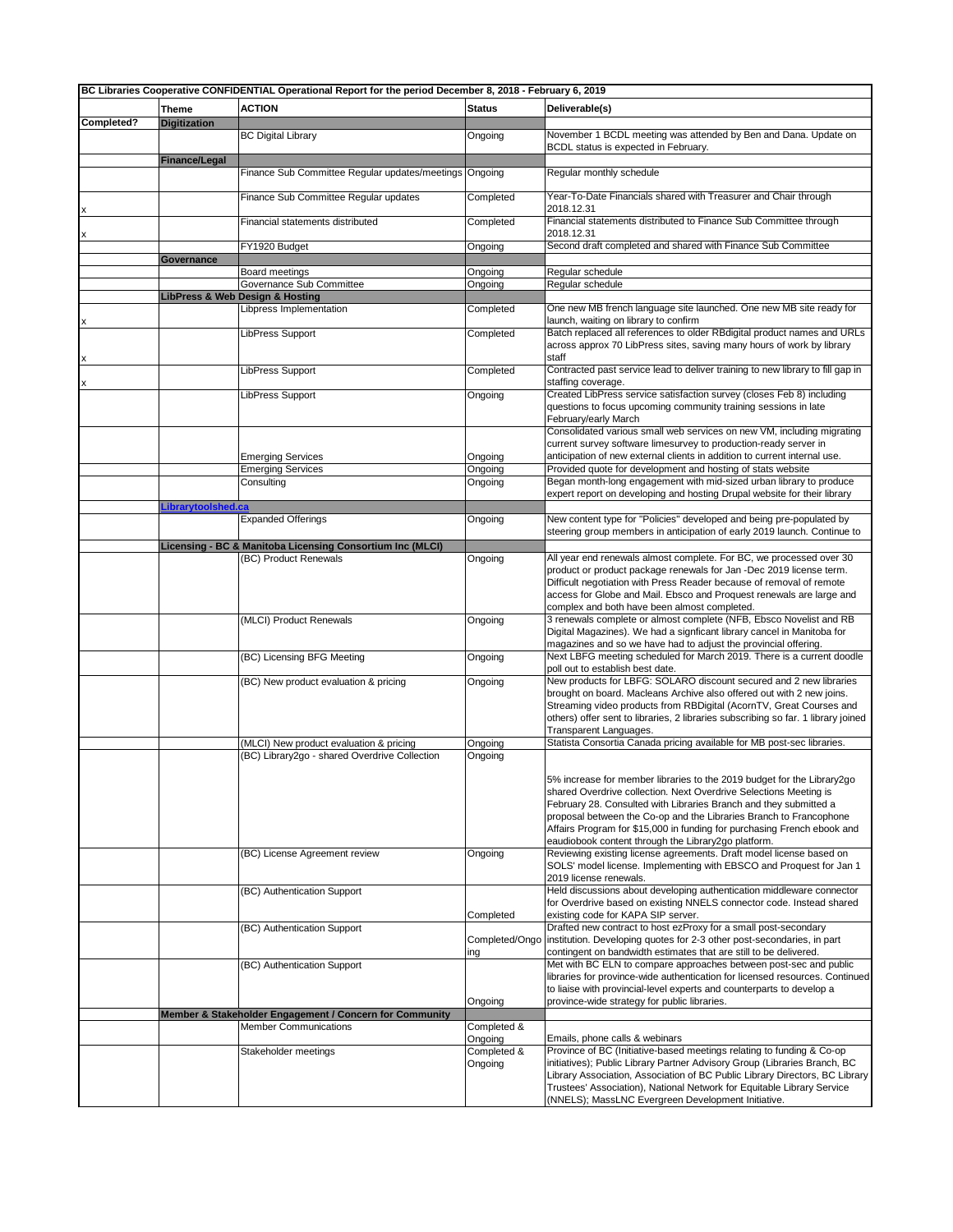| BC Libraries Cooperative CONFIDENTIAL Operational Report for the period December 8, 2018 - February 6, 2019 | | | | |
|---|---|---|---|---|
| | **Theme** | **ACTION** | **Status** | **Deliverable(s)** |
| **Completed?** | **Digitization** | | | |
| | | BC Digital Library | Ongoing | November 1 BCDL meeting was attended by Ben and Dana. Update on BCDL status is expected in February. |
| | **Finance/Legal** | | | |
| | | Finance Sub Committee Regular updates/meetings | Ongoing | Regular monthly schedule |
| x | | Finance Sub Committee Regular updates | Completed | Year-To-Date Financials shared with Treasurer and Chair through 2018.12.31 |
| x | | Financial statements distributed | Completed | Financial statements distributed to Finance Sub Committee through 2018.12.31 |
| | | FY1920 Budget | Ongoing | Second draft completed and shared with Finance Sub Committee |
| | **Governance** | | | |
| | | Board meetings | Ongoing | Regular schedule |
| | | Governance Sub Committee | Ongoing | Regular schedule |
| | **LibPress & Web Design & Hosting** | | | |
| x | | Libpress Implementation | Completed | One new MB french language site launched. One new MB site ready for launch, waiting on library to confirm |
| x | | LibPress Support | Completed | Batch replaced all references to older RBdigital product names and URLs across approx 70 LibPress sites, saving many hours of work by library staff |
| x | | LibPress Support | Completed | Contracted past service lead to deliver training to new library to fill gap in staffing coverage. |
| | | LibPress Support | Ongoing | Created LibPress service satisfaction survey (closes Feb 8) including questions to focus upcoming community training sessions in late February/early March |
| | | Emerging Services | Ongoing | Consolidated various small web services on new VM, including migrating current survey software limesurvey to production-ready server in anticipation of new external clients in addition to current internal use. |
| | | Emerging Services | Ongoing | Provided quote for development and hosting of stats website |
| | | Consulting | Ongoing | Began month-long engagement with mid-sized urban library to produce expert report on developing and hosting Drupal website for their library |
| | **Librarytoolshed.ca** | | | |
| | | Expanded Offerings | Ongoing | New content type for "Policies" developed and being pre-populated by steering group members in anticipation of early 2019 launch. Continue to |
| | **Licensing - BC & Manitoba Licensing Consortium Inc (MLCI)** | | | |
| | | (BC) Product Renewals | Ongoing | All year end renewals almost complete. For BC, we processed over 30 product or product package renewals for Jan -Dec 2019 license term. Difficult negotiation with Press Reader because of removal of remote access for Globe and Mail. Ebsco and Proquest renewals are large and complex and both have been almost completed. |
| | | (MLCI) Product Renewals | Ongoing | 3 renewals complete or almost complete (NFB, Ebsco Novelist and RB Digital Magazines). We had a signficant library cancel in Manitoba for magazines and so we have had to adjust the provincial offering. |
| | | (BC) Licensing BFG Meeting | Ongoing | Next LBFG meeting scheduled for March 2019. There is a current doodle poll out to establish best date. |
| | | (BC) New product evaluation & pricing | Ongoing | New products for LBFG: SOLARO discount secured and 2 new libraries brought on board. Macleans Archive also offered out with 2 new joins. Streaming video products from RBDigital (AcornTV, Great Courses and others) offer sent to libraries, 2 libraries subscribing so far. 1 library joined Transparent Languages. |
| | | (MLCI) New product evaluation & pricing | Ongoing | Statista Consortia Canada pricing available for MB post-sec libraries. |
| | | (BC) Library2go - shared Overdrive Collection | Ongoing | 5% increase for member libraries to the 2019 budget for the Library2go shared Overdrive collection. Next Overdrive Selections Meeting is February 28. Consulted with Libraries Branch and they submitted a proposal between the Co-op and the Libraries Branch to Francophone Affairs Program for $15,000 in funding for purchasing French ebook and eaudiobook content through the Library2go platform. |
| | | (BC) License Agreement review | Ongoing | Reviewing existing license agreements. Draft model license based on SOLS' model license. Implementing with EBSCO and Proquest for Jan 1 2019 license renewals. |
| | | (BC) Authentication Support | Completed | Held discussions about developing authentication middleware connector for Overdrive based on existing NNELS connector code. Instead shared existing code for KAPA SIP server. |
| | | (BC) Authentication Support | Completed/Ongoing | Drafted new contract to host ezProxy for a small post-secondary institution. Developing quotes for 2-3 other post-secondaries, in part contingent on bandwidth estimates that are still to be delivered. |
| | | (BC) Authentication Support | Ongoing | Met with BC ELN to compare approaches between post-sec and public libraries for province-wide authentication for licensed resources. Continued to liaise with provincial-level experts and counterparts to develop a province-wide strategy for public libraries. |
| | **Member & Stakeholder Engagement / Concern for Community** | | | |
| | | Member Communications | Completed & Ongoing | Emails, phone calls & webinars |
| | | Stakeholder meetings | Completed & Ongoing | Province of BC (Initiative-based meetings relating to funding & Co-op initiatives); Public Library Partner Advisory Group (Libraries Branch, BC Library Association, Association of BC Public Library Directors, BC Library Trustees' Association), National Network for Equitable Library Service (NNELS); MassLNC Evergreen Development Initiative. |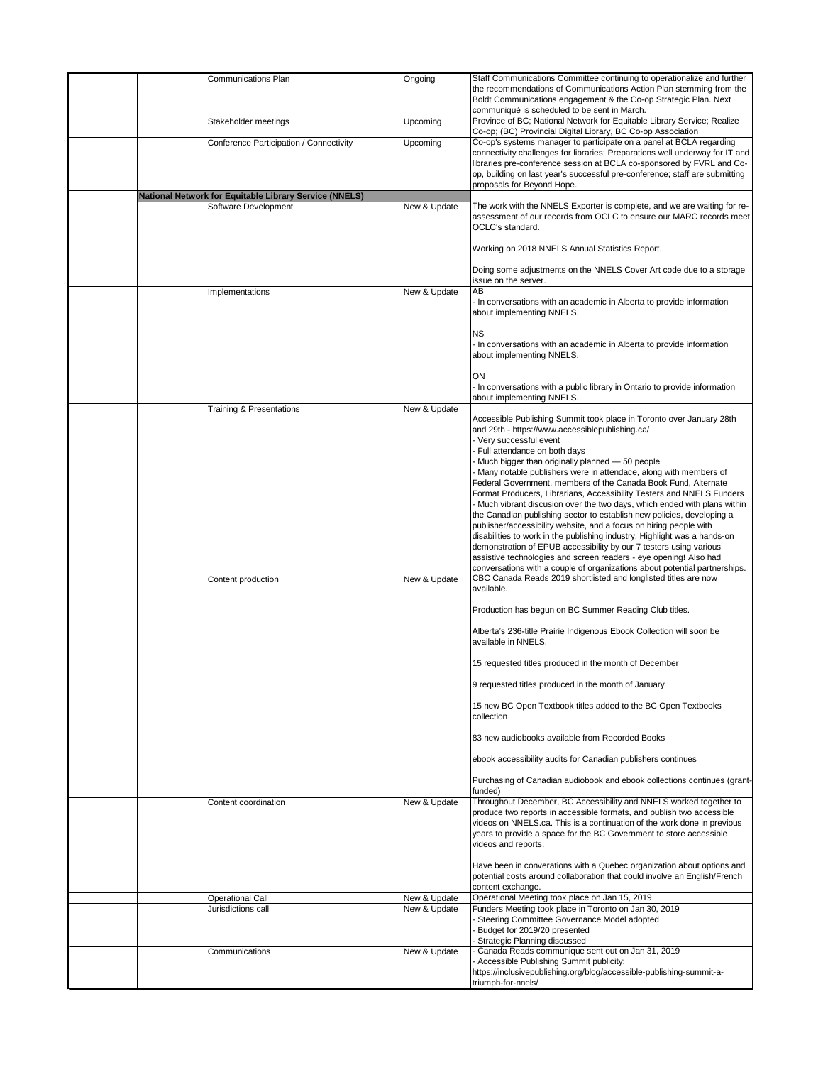| | | | | |
|---|---|---|---|---|
| | | Communications Plan | Ongoing | Staff Communications Committee continuing to operationalize and further the recommendations of Communications Action Plan stemming from the Boldt Communications engagement & the Co-op Strategic Plan. Next communiqué is scheduled to be sent in March. |
| | | Stakeholder meetings | Upcoming | Province of BC; National Network for Equitable Library Service; Realize Co-op; (BC) Provincial Digital Library, BC Co-op Association |
| | | Conference Participation / Connectivity | Upcoming | Co-op's systems manager to participate on a panel at BCLA regarding connectivity challenges for libraries; Preparations well underway for IT and libraries pre-conference session at BCLA co-sponsored by FVRL and Co-op, building on last year's successful pre-conference; staff are submitting proposals for Beyond Hope. |
| | **National Network for Equitable Library Service (NNELS)** | | | |
| | | Software Development | New & Update | The work with the NNELS Exporter is complete, and we are waiting for re-assessment of our records from OCLC to ensure our MARC records meet OCLC's standard.<br><br>Working on 2018 NNELS Annual Statistics Report.<br><br>Doing some adjustments on the NNELS Cover Art code due to a storage issue on the server. |
| | | Implementations | New & Update | AB<br>- In conversations with an academic in Alberta to provide information about implementing NNELS.<br><br>NS<br>- In conversations with an academic in Alberta to provide information about implementing NNELS.<br><br>ON<br>- In conversations with a public library in Ontario to provide information about implementing NNELS. |
| | | Training & Presentations | New & Update | Accessible Publishing Summit took place in Toronto over January 28th and 29th - https://www.accessiblepublishing.ca/<br>- Very successful event<br>- Full attendance on both days<br>- Much bigger than originally planned — 50 people<br>- Many notable publishers were in attendace, along with members of Federal Government, members of the Canada Book Fund, Alternate Format Producers, Librarians, Accessibility Testers and NNELS Funders<br>- Much vibrant discusion over the two days, which ended with plans within the Canadian publishing sector to establish new policies, developing a publisher/accessibility website, and a focus on hiring people with disabilities to work in the publishing industry. Highlight was a hands-on demonstration of EPUB accessibility by our 7 testers using various assistive technologies and screen readers - eye opening! Also had conversations with a couple of organizations about potential partnerships. |
| | | Content production | New & Update | CBC Canada Reads 2019 shortlisted and longlisted titles are now available.<br><br>Production has begun on BC Summer Reading Club titles.<br><br>Alberta's 236-title Prairie Indigenous Ebook Collection will soon be available in NNELS.<br><br>15 requested titles produced in the month of December<br><br>9 requested titles produced in the month of January<br><br>15 new BC Open Textbook titles added to the BC Open Textbooks collection<br><br>83 new audiobooks available from Recorded Books<br><br>ebook accessibility audits for Canadian publishers continues<br><br>Purchasing of Canadian audiobook and ebook collections continues (grant-funded) |
| | | Content coordination | New & Update | Throughout December, BC Accessibility and NNELS worked together to produce two reports in accessible formats, and publish two accessible videos on NNELS.ca. This is a continuation of the work done in previous years to provide a space for the BC Government to store accessible videos and reports.<br><br>Have been in converations with a Quebec organization about options and potential costs around collaboration that could involve an English/French content exchange. |
| | | Operational Call | New & Update | Operational Meeting took place on Jan 15, 2019 |
| | | Jurisdictions call | New & Update | Funders Meeting took place in Toronto on Jan 30, 2019<br>- Steering Committee Governance Model adopted<br>- Budget for 2019/20 presented<br>- Strategic Planning discussed |
| | | Communications | New & Update | - Canada Reads communique sent out on Jan 31, 2019<br>- Accessible Publishing Summit publicity:<br>https://inclusivepublishing.org/blog/accessible-publishing-summit-a-triumph-for-nnels/ |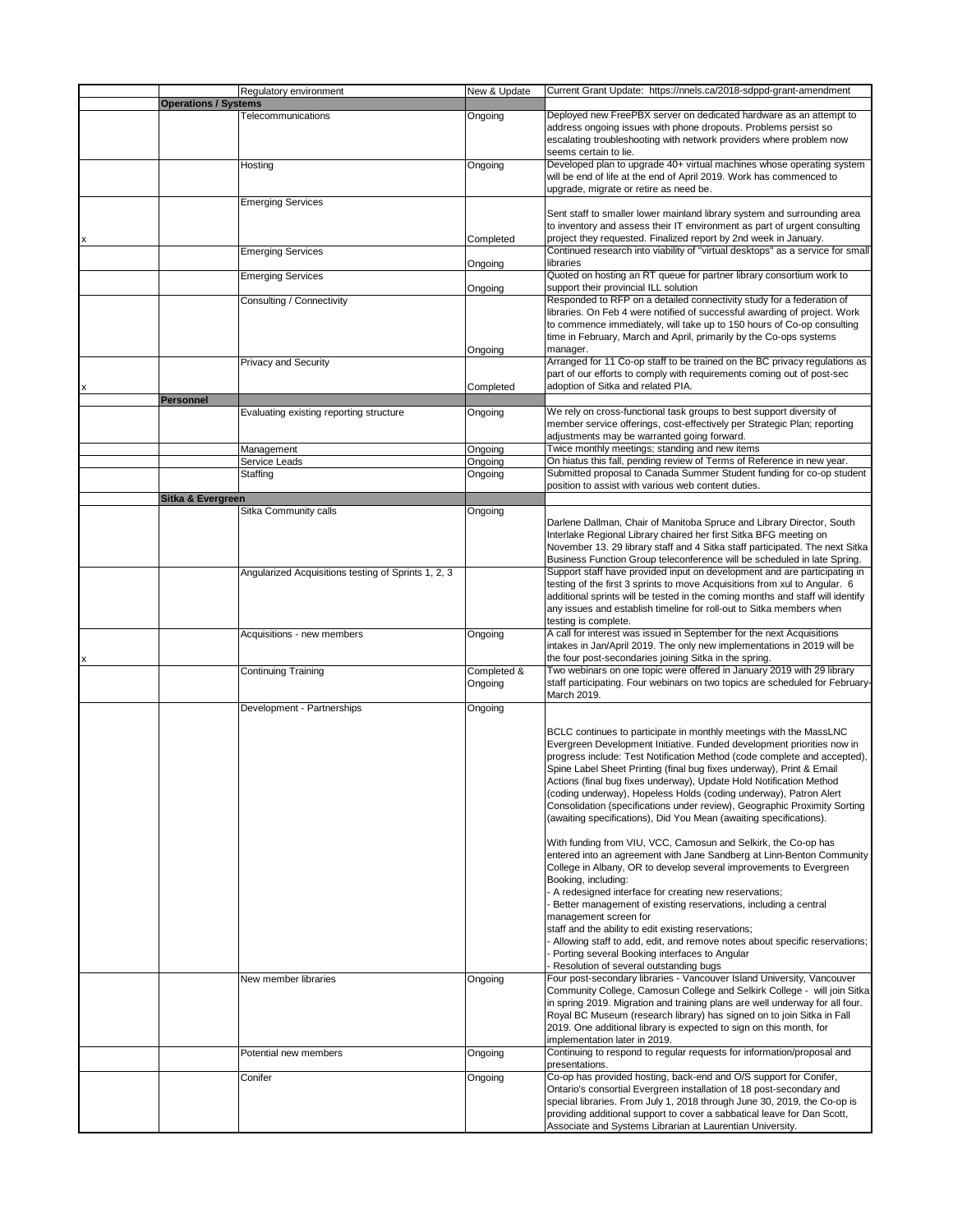| | | | | |
|---|---|---|---|---|
| | | Regulatory environment | New & Update | Current Grant Update: https://nnels.ca/2018-sdppd-grant-amendment |
| | **Operations / Systems** | | | |
| | | Telecommunications | Ongoing | Deployed new FreePBX server on dedicated hardware as an attempt to address ongoing issues with phone dropouts. Problems persist so escalating troubleshooting with network providers where problem now seems certain to lie. |
| | | Hosting | Ongoing | Developed plan to upgrade 40+ virtual machines whose operating system will be end of life at the end of April 2019. Work has commenced to upgrade, migrate or retire as need be. |
| x | | Emerging Services | Completed | Sent staff to smaller lower mainland library system and surrounding area to inventory and assess their IT environment as part of urgent consulting project they requested. Finalized report by 2nd week in January. |
| | | Emerging Services | Ongoing | Continued research into viability of "virtual desktops" as a service for small libraries |
| | | Emerging Services | Ongoing | Quoted on hosting an RT queue for partner library consortium work to support their provincial ILL solution |
| | | Consulting / Connectivity | Ongoing | Responded to RFP on a detailed connectivity study for a federation of libraries. On Feb 4 were notified of successful awarding of project. Work to commence immediately, will take up to 150 hours of Co-op consulting time in February, March and April, primarily by the Co-ops systems manager. |
| x | | Privacy and Security | Completed | Arranged for 11 Co-op staff to be trained on the BC privacy regulations as part of our efforts to comply with requirements coming out of post-sec adoption of Sitka and related PIA. |
| | **Personnel** | | | |
| | | Evaluating existing reporting structure | Ongoing | We rely on cross-functional task groups to best support diversity of member service offerings, cost-effectively per Strategic Plan; reporting adjustments may be warranted going forward. |
| | | Management | Ongoing | Twice monthly meetings; standing and new items |
| | | Service Leads | Ongoing | On hiatus this fall, pending review of Terms of Reference in new year. |
| | | Staffing | Ongoing | Submitted proposal to Canada Summer Student funding for co-op student position to assist with various web content duties. |
| | **Sitka & Evergreen** | | | |
| | | Sitka Community calls | Ongoing | Darlene Dallman, Chair of Manitoba Spruce and Library Director, South Interlake Regional Library chaired her first Sitka BFG meeting on November 13. 29 library staff and 4 Sitka staff participated. The next Sitka Business Function Group teleconference will be scheduled in late Spring. |
| | | Angularized Acquisitions testing of Sprints 1, 2, 3 | | Support staff have provided input on development and are participating in testing of the first 3 sprints to move Acquisitions from xul to Angular. 6 additional sprints will be tested in the coming months and staff will identify any issues and establish timeline for roll-out to Sitka members when testing is complete. |
| x | | Acquisitions - new members | Ongoing | A call for interest was issued in September for the next Acquisitions intakes in Jan/April 2019. The only new implementations in 2019 will be the four post-secondaries joining Sitka in the spring. |
| | | Continuing Training | Completed & Ongoing | Two webinars on one topic were offered in January 2019 with 29 library staff participating. Four webinars on two topics are scheduled for February-March 2019. |
| | | Development - Partnerships | Ongoing | BCLC continues to participate in monthly meetings with the MassLNC Evergreen Development Initiative. Funded development priorities now in progress include: Test Notification Method (code complete and accepted), Spine Label Sheet Printing (final bug fixes underway), Print & Email Actions (final bug fixes underway), Update Hold Notification Method (coding underway), Hopeless Holds (coding underway), Patron Alert Consolidation (specifications under review), Geographic Proximity Sorting (awaiting specifications), Did You Mean (awaiting specifications).<br><br>With funding from VIU, VCC, Camosun and Selkirk, the Co-op has entered into an agreement with Jane Sandberg at Linn-Benton Community College in Albany, OR to develop several improvements to Evergreen Booking, including:<br>- A redesigned interface for creating new reservations;<br>- Better management of existing reservations, including a central management screen for<br>staff and the ability to edit existing reservations;<br>- Allowing staff to add, edit, and remove notes about specific reservations;<br>- Porting several Booking interfaces to Angular<br>- Resolution of several outstanding bugs |
| | | New member libraries | Ongoing | Four post-secondary libraries - Vancouver Island University, Vancouver Community College, Camosun College and Selkirk College - will join Sitka in spring 2019. Migration and training plans are well underway for all four. Royal BC Museum (research library) has signed on to join Sitka in Fall 2019. One additional library is expected to sign on this month, for implementation later in 2019. |
| | | Potential new members | Ongoing | Continuing to respond to regular requests for information/proposal and presentations. |
| | | Conifer | Ongoing | Co-op has provided hosting, back-end and O/S support for Conifer, Ontario's consortial Evergreen installation of 18 post-secondary and special libraries. From July 1, 2018 through June 30, 2019, the Co-op is providing additional support to cover a sabbatical leave for Dan Scott, Associate and Systems Librarian at Laurentian University. |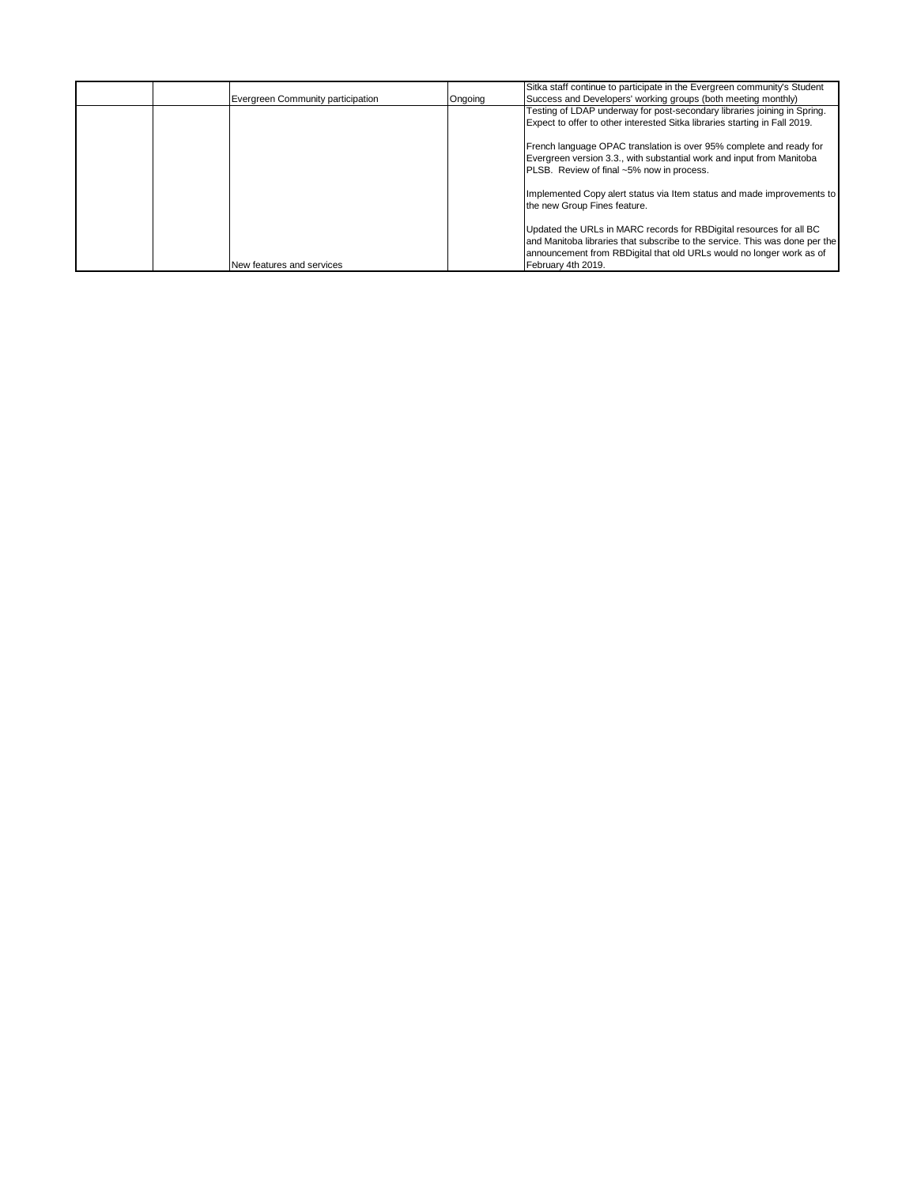| | | | | |
|---|---|---|---|---|
| | | Evergreen Community participation | Ongoing | Sitka staff continue to participate in the Evergreen community's Student Success and Developers' working groups (both meeting monthly) |
| | | New features and services | | Testing of LDAP underway for post-secondary libraries joining in Spring. Expect to offer to other interested Sitka libraries starting in Fall 2019.<br><br>French language OPAC translation is over 95% complete and ready for Evergreen version 3.3., with substantial work and input from Manitoba PLSB. Review of final ~5% now in process.<br><br>Implemented Copy alert status via Item status and made improvements to the new Group Fines feature.<br><br>Updated the URLs in MARC records for RBDigital resources for all BC and Manitoba libraries that subscribe to the service. This was done per the announcement from RBDigital that old URLs would no longer work as of February 4th 2019. |